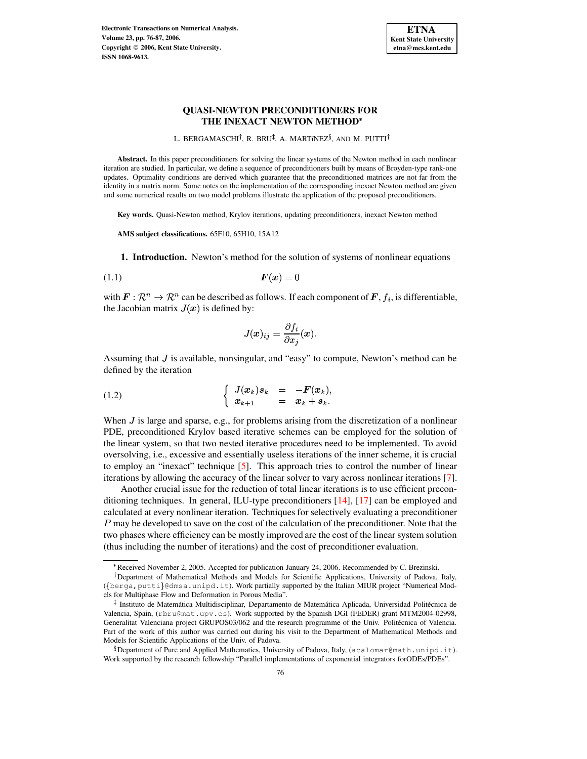# QUASI-NEWTON PRECONDITIONERS FOR THE INEXACT NEWTON METHOD*

L. BERGAMASCHI[†], R. BRU[‡], A. MARTíNEZ[§], AND M. PUTTI[†]

**Abstract.** In this paper preconditioners for solving the linear systems of the Newton method in each nonlinear iteration are studied. In particular, we define a sequence of preconditioners built by means of Broyden-type rank-one updates. Optimality conditions are derived which guarantee that the preconditioned matrices are not far from the identity in a matrix norm. Some notes on the implementation of the corresponding inexact Newton method are given and some numerical results on two model problems illustrate the application of the proposed preconditioners.

**Key words.** Quasi-Newton method, Krylov iterations, updating preconditioners, inexact Newton method

**AMS subject classifications.** 65F10, 65H10, 15A12

## 1. Introduction.

Newton's method for the solution of systems of nonlinear equations

$$F(x) = 0 \tag{1.1}$$

with $F : \mathcal{R}^n \to \mathcal{R}^n$ can be described as follows. If each component of $F$, $f_i$, is differentiable, the Jacobian matrix $J(x)$ is defined by:

$$J(x)_{ij} = \frac{\partial f_i}{\partial x_j}(x).$$

Assuming that $J$ is available, nonsingular, and "easy" to compute, Newton's method can be defined by the iteration

$$\begin{cases} J(x_k)s_k &= -F(x_k), \\ x_{k+1} &= x_k + s_k. \end{cases} \tag{1.2}$$

When $J$ is large and sparse, e.g., for problems arising from the discretization of a nonlinear PDE, preconditioned Krylov based iterative schemes can be employed for the solution of the linear system, so that two nested iterative procedures need to be implemented. To avoid oversolving, i.e., excessive and essentially useless iterations of the inner scheme, it is crucial to employ an "inexact" technique [5]. This approach tries to control the number of linear iterations by allowing the accuracy of the linear solver to vary across nonlinear iterations [7].

Another crucial issue for the reduction of total linear iterations is to use efficient preconditioning techniques. In general, ILU-type preconditioners [14], [17] can be employed and calculated at every nonlinear iteration. Techniques for selectively evaluating a preconditioner $P$ may be developed to save on the cost of the calculation of the preconditioner. Note that the two phases where efficiency can be mostly improved are the cost of the linear system solution (thus including the number of iterations) and the cost of preconditioner evaluation.

---

*Received November 2, 2005. Accepted for publication January 24, 2006. Recommended by C. Brezinski.

[†]Department of Mathematical Methods and Models for Scientific Applications, University of Padova, Italy, ({berga,putti}@dmsa.unipd.it). Work partially supported by the Italian MIUR project "Numerical Models for Multiphase Flow and Deformation in Porous Media".

[‡] Instituto de Matemática Multidisciplinar, Departamento de Matemática Aplicada, Universidad Politécnica de Valencia, Spain, (rbru@mat.upv.es). Work supported by the Spanish DGI (FEDER) grant MTM2004-02998, Generalitat Valenciana project GRUPOS03/062 and the research programme of the Univ. Politécnica of Valencia. Part of the work of this author was carried out during his visit to the Department of Mathematical Methods and Models for Scientific Applications of the Univ. of Padova.

[§]Department of Pure and Applied Mathematics, University of Padova, Italy, (acalomar@math.unipd.it). Work supported by the research fellowship "Parallel implementations of exponential integrators forODEs/PDEs".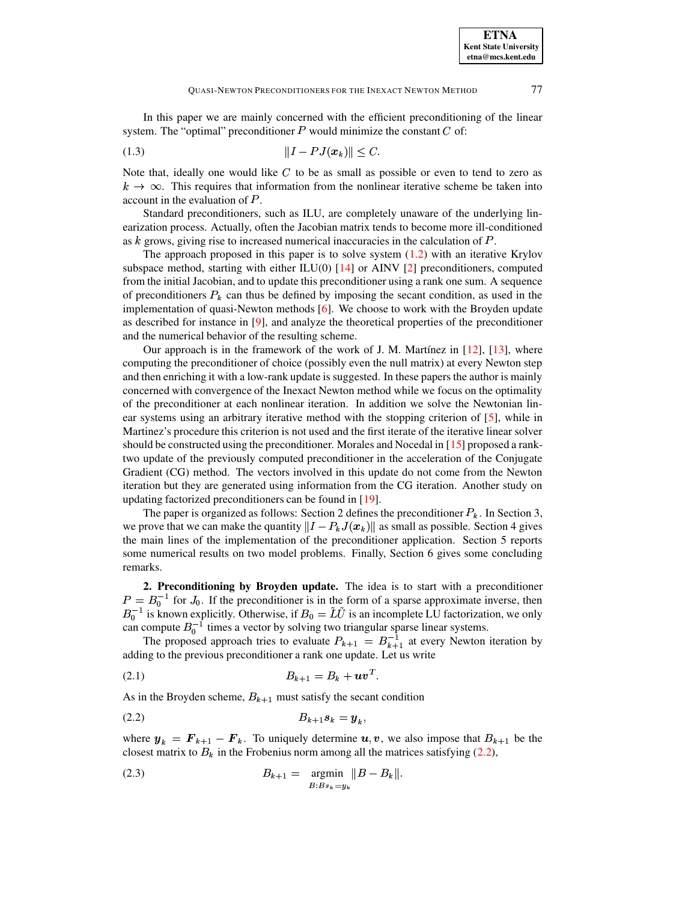In this paper we are mainly concerned with the efficient preconditioning of the linear system. The "optimal" preconditioner $P$ would minimize the constant $C$ of:

$$\|I - PJ(\boldsymbol{x}_k)\| \le C. \tag{1.3}$$

Note that, ideally one would like $C$ to be as small as possible or even to tend to zero as $k \to \infty$. This requires that information from the nonlinear iterative scheme be taken into account in the evaluation of $P$.

Standard preconditioners, such as ILU, are completely unaware of the underlying linearization process. Actually, often the Jacobian matrix tends to become more ill-conditioned as $k$ grows, giving rise to increased numerical inaccuracies in the calculation of $P$.

The approach proposed in this paper is to solve system (1.2) with an iterative Krylov subspace method, starting with either ILU(0) [14] or AINV [2] preconditioners, computed from the initial Jacobian, and to update this preconditioner using a rank one sum. A sequence of preconditioners $P_k$ can thus be defined by imposing the secant condition, as used in the implementation of quasi-Newton methods [6]. We choose to work with the Broyden update as described for instance in [9], and analyze the theoretical properties of the preconditioner and the numerical behavior of the resulting scheme.

Our approach is in the framework of the work of J. M. Martínez in [12], [13], where computing the preconditioner of choice (possibly even the null matrix) at every Newton step and then enriching it with a low-rank update is suggested. In these papers the author is mainly concerned with convergence of the Inexact Newton method while we focus on the optimality of the preconditioner at each nonlinear iteration. In addition we solve the Newtonian linear systems using an arbitrary iterative method with the stopping criterion of [5], while in Martinez's procedure this criterion is not used and the first iterate of the iterative linear solver should be constructed using the preconditioner. Morales and Nocedal in [15] proposed a rank-two update of the previously computed preconditioner in the acceleration of the Conjugate Gradient (CG) method. The vectors involved in this update do not come from the Newton iteration but they are generated using information from the CG iteration. Another study on updating factorized preconditioners can be found in [19].

The paper is organized as follows: Section 2 defines the preconditioner $P_k$. In Section 3, we prove that we can make the quantity $\|I - P_k J(\boldsymbol{x}_k)\|$ as small as possible. Section 4 gives the main lines of the implementation of the preconditioner application. Section 5 reports some numerical results on two model problems. Finally, Section 6 gives some concluding remarks.

## 2. Preconditioning by Broyden update.

The idea is to start with a preconditioner $P = B_0^{-1}$ for $J_0$. If the preconditioner is in the form of a sparse approximate inverse, then $B_0^{-1}$ is known explicitly. Otherwise, if $B_0 = \tilde{L}\tilde{U}$ is an incomplete LU factorization, we only can compute $B_0^{-1}$ times a vector by solving two triangular sparse linear systems.

The proposed approach tries to evaluate $P_{k+1} = B_{k+1}^{-1}$ at every Newton iteration by adding to the previous preconditioner a rank one update. Let us write

$$B_{k+1} = B_k + \boldsymbol{u}\boldsymbol{v}^T. \tag{2.1}$$

As in the Broyden scheme, $B_{k+1}$ must satisfy the secant condition

$$B_{k+1}\boldsymbol{s}_k = \boldsymbol{y}_k, \tag{2.2}$$

where $\boldsymbol{y}_k = \boldsymbol{F}_{k+1} - \boldsymbol{F}_k$. To uniquely determine $\boldsymbol{u}, \boldsymbol{v}$, we also impose that $B_{k+1}$ be the closest matrix to $B_k$ in the Frobenius norm among all the matrices satisfying (2.2),

$$B_{k+1} = \underset{B: B\boldsymbol{s}_k = \boldsymbol{y}_k}{\operatorname{argmin}} \|B - B_k\|. \tag{2.3}$$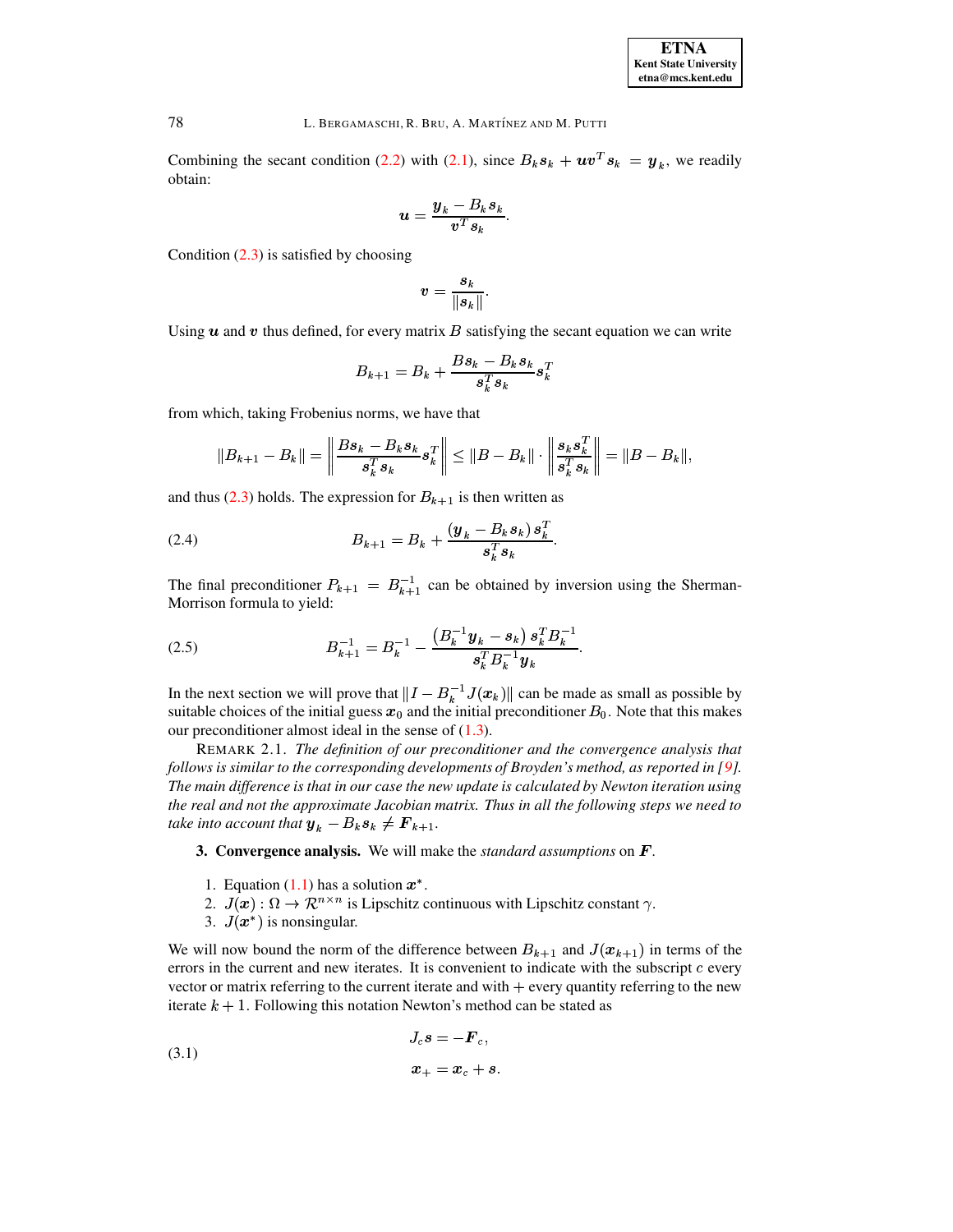Combining the secant condition (2.2) with (2.1), since $B_k \boldsymbol{s}_k + \boldsymbol{u}\boldsymbol{v}^T \boldsymbol{s}_k = \boldsymbol{y}_k$, we readily obtain:

$$\boldsymbol{u} = \frac{\boldsymbol{y}_k - B_k \boldsymbol{s}_k}{\boldsymbol{v}^T \boldsymbol{s}_k}.$$

Condition (2.3) is satisfied by choosing

$$\boldsymbol{v} = \frac{\boldsymbol{s}_k}{\|\boldsymbol{s}_k\|}.$$

Using $\boldsymbol{u}$ and $\boldsymbol{v}$ thus defined, for every matrix $B$ satisfying the secant equation we can write

$$B_{k+1} = B_k + \frac{B\boldsymbol{s}_k - B_k \boldsymbol{s}_k}{\boldsymbol{s}_k^T \boldsymbol{s}_k} \boldsymbol{s}_k^T$$

from which, taking Frobenius norms, we have that

$$\|B_{k+1} - B_k\| = \left\| \frac{B\boldsymbol{s}_k - B_k \boldsymbol{s}_k}{\boldsymbol{s}_k^T \boldsymbol{s}_k} \boldsymbol{s}_k^T \right\| \le \|B - B_k\| \cdot \left\| \frac{\boldsymbol{s}_k \boldsymbol{s}_k^T}{\boldsymbol{s}_k^T \boldsymbol{s}_k} \right\| = \|B - B_k\|,$$

and thus (2.3) holds. The expression for $B_{k+1}$ is then written as

$$B_{k+1} = B_k + \frac{(\boldsymbol{y}_k - B_k \boldsymbol{s}_k)\, \boldsymbol{s}_k^T}{\boldsymbol{s}_k^T \boldsymbol{s}_k}. \tag{2.4}$$

The final preconditioner $P_{k+1} = B_{k+1}^{-1}$ can be obtained by inversion using the Sherman-Morrison formula to yield:

$$B_{k+1}^{-1} = B_k^{-1} - \frac{\left(B_k^{-1} \boldsymbol{y}_k - \boldsymbol{s}_k\right) \boldsymbol{s}_k^T B_k^{-1}}{\boldsymbol{s}_k^T B_k^{-1} \boldsymbol{y}_k}. \tag{2.5}$$

In the next section we will prove that $\|I - B_k^{-1} J(\boldsymbol{x}_k)\|$ can be made as small as possible by suitable choices of the initial guess $\boldsymbol{x}_0$ and the initial preconditioner $B_0$. Note that this makes our preconditioner almost ideal in the sense of (1.3).

REMARK 2.1. *The definition of our preconditioner and the convergence analysis that follows is similar to the corresponding developments of Broyden's method, as reported in [9]. The main difference is that in our case the new update is calculated by Newton iteration using the real and not the approximate Jacobian matrix. Thus in all the following steps we need to take into account that $\boldsymbol{y}_k - B_k \boldsymbol{s}_k \neq \boldsymbol{F}_{k+1}$.*

## 3. Convergence analysis.

We will make the *standard assumptions* on $\boldsymbol{F}$.

1. Equation (1.1) has a solution $\boldsymbol{x}^*$.
2. $J(\boldsymbol{x}) : \Omega \to \mathcal{R}^{n\times n}$ is Lipschitz continuous with Lipschitz constant $\gamma$.
3. $J(\boldsymbol{x}^*)$ is nonsingular.

We will now bound the norm of the difference between $B_{k+1}$ and $J(\boldsymbol{x}_{k+1})$ in terms of the errors in the current and new iterates. It is convenient to indicate with the subscript $c$ every vector or matrix referring to the current iterate and with $+$ every quantity referring to the new iterate $k+1$. Following this notation Newton's method can be stated as

$$\begin{aligned} J_c \boldsymbol{s} &= -\boldsymbol{F}_c, \\ \boldsymbol{x}_+ &= \boldsymbol{x}_c + \boldsymbol{s}. \end{aligned} \tag{3.1}$$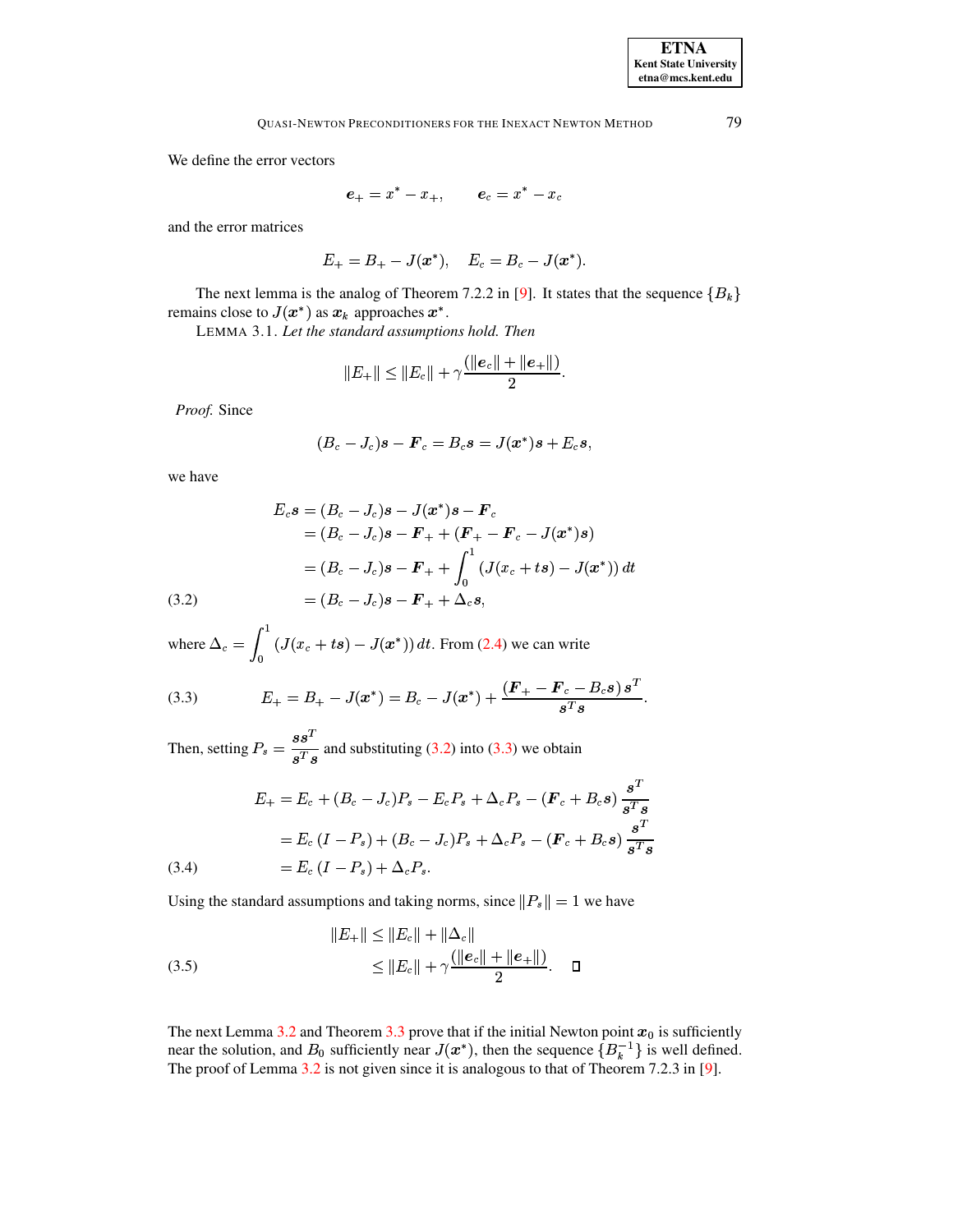We define the error vectors

$$\boldsymbol{e}_+ = x^* - x_+, \qquad \boldsymbol{e}_c = x^* - x_c$$

and the error matrices

$$E_+ = B_+ - J(\boldsymbol{x}^*), \quad E_c = B_c - J(\boldsymbol{x}^*).$$

The next lemma is the analog of Theorem 7.2.2 in [9]. It states that the sequence $\{B_k\}$ remains close to $J(\boldsymbol{x}^*)$ as $\boldsymbol{x}_k$ approaches $\boldsymbol{x}^*$.

LEMMA 3.1. *Let the standard assumptions hold. Then*

$$\|E_+\| \le \|E_c\| + \gamma \frac{(\|\boldsymbol{e}_c\| + \|\boldsymbol{e}_+\|)}{2}.$$

*Proof.* Since

$$(B_c - J_c)\boldsymbol{s} - \boldsymbol{F}_c = B_c\boldsymbol{s} = J(\boldsymbol{x}^*)\boldsymbol{s} + E_c\boldsymbol{s},$$

we have

$$\begin{aligned}
E_c\boldsymbol{s} &= (B_c - J_c)\boldsymbol{s} - J(\boldsymbol{x}^*)\boldsymbol{s} - \boldsymbol{F}_c \\
&= (B_c - J_c)\boldsymbol{s} - \boldsymbol{F}_+ + (\boldsymbol{F}_+ - \boldsymbol{F}_c - J(\boldsymbol{x}^*)\boldsymbol{s}) \\
&= (B_c - J_c)\boldsymbol{s} - \boldsymbol{F}_+ + \int_0^1 (J(x_c + t\boldsymbol{s}) - J(\boldsymbol{x}^*))\, dt \\
&= (B_c - J_c)\boldsymbol{s} - \boldsymbol{F}_+ + \Delta_c\boldsymbol{s}, \qquad (3.2)
\end{aligned}$$

where $\Delta_c = \displaystyle\int_0^1 (J(x_c + t\boldsymbol{s}) - J(\boldsymbol{x}^*))\, dt$. From (2.4) we can write

$$E_+ = B_+ - J(\boldsymbol{x}^*) = B_c - J(\boldsymbol{x}^*) + \frac{(\boldsymbol{F}_+ - \boldsymbol{F}_c - B_c\boldsymbol{s})\,\boldsymbol{s}^T}{\boldsymbol{s}^T\boldsymbol{s}}. \qquad (3.3)$$

Then, setting $P_s = \dfrac{\boldsymbol{s}\boldsymbol{s}^T}{\boldsymbol{s}^T\boldsymbol{s}}$ and substituting (3.2) into (3.3) we obtain

$$\begin{aligned}
E_+ &= E_c + (B_c - J_c)P_s - E_cP_s + \Delta_cP_s - (\boldsymbol{F}_c + B_c\boldsymbol{s})\,\frac{\boldsymbol{s}^T}{\boldsymbol{s}^T\boldsymbol{s}} \\
&= E_c\,(I - P_s) + (B_c - J_c)P_s + \Delta_cP_s - (\boldsymbol{F}_c + B_c\boldsymbol{s})\,\frac{\boldsymbol{s}^T}{\boldsymbol{s}^T\boldsymbol{s}} \\
&= E_c\,(I - P_s) + \Delta_cP_s. \qquad (3.4)
\end{aligned}$$

Using the standard assumptions and taking norms, since $\|P_s\| = 1$ we have

$$\begin{aligned}
\|E_+\| &\le \|E_c\| + \|\Delta_c\| \\
&\le \|E_c\| + \gamma\frac{(\|\boldsymbol{e}_c\| + \|\boldsymbol{e}_+\|)}{2}. \qquad (3.5)
\end{aligned}$$

□

The next Lemma 3.2 and Theorem 3.3 prove that if the initial Newton point $\boldsymbol{x}_0$ is sufficiently near the solution, and $B_0$ sufficiently near $J(\boldsymbol{x}^*)$, then the sequence $\{B_k^{-1}\}$ is well defined. The proof of Lemma 3.2 is not given since it is analogous to that of Theorem 7.2.3 in [9].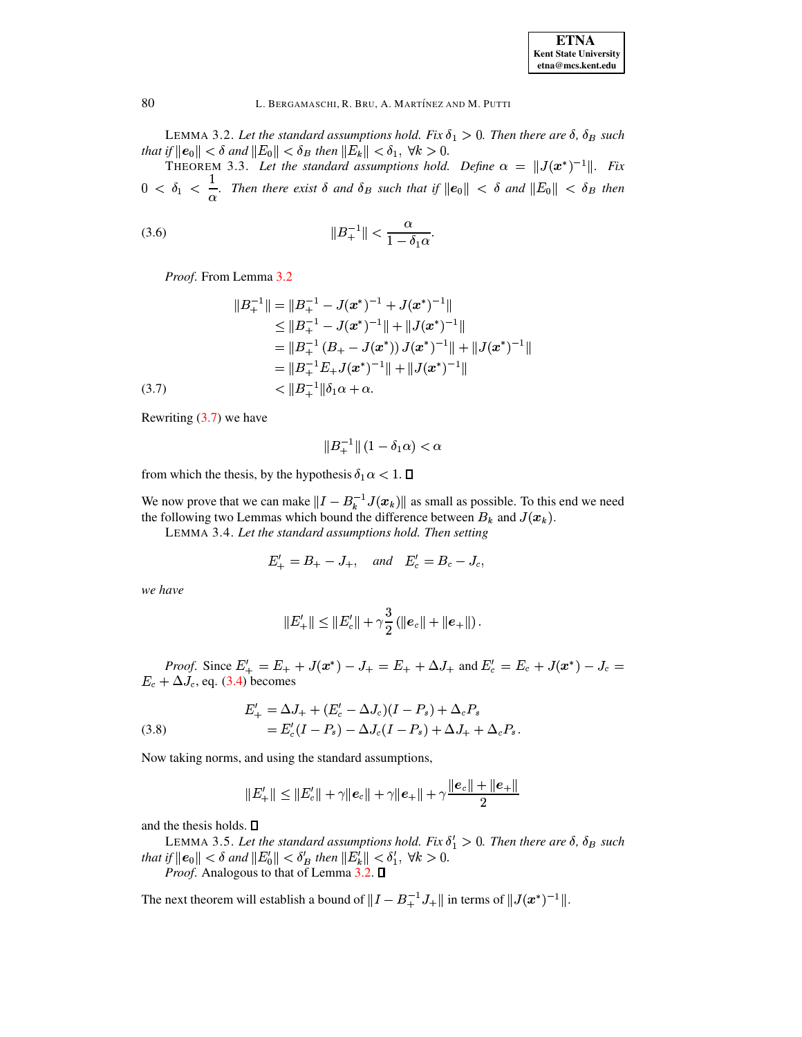LEMMA 3.2. *Let the standard assumptions hold. Fix $\delta_1 > 0$. Then there are $\delta$, $\delta_B$ such that if $\|\boldsymbol{e}_0\| < \delta$ and $\|E_0\| < \delta_B$ then $\|E_k\| < \delta_1,\ \forall k > 0$.*

THEOREM 3.3. *Let the standard assumptions hold. Define $\alpha = \|J(\boldsymbol{x}^*)^{-1}\|$. Fix $0 < \delta_1 < \dfrac{1}{\alpha}$. Then there exist $\delta$ and $\delta_B$ such that if $\|\boldsymbol{e}_0\| < \delta$ and $\|E_0\| < \delta_B$ then*

$$\|B_+^{-1}\| < \frac{\alpha}{1 - \delta_1 \alpha}. \tag{3.6}$$

*Proof.* From Lemma 3.2

$$\begin{aligned}
\|B_+^{-1}\| &= \|B_+^{-1} - J(\boldsymbol{x}^*)^{-1} + J(\boldsymbol{x}^*)^{-1}\| \\
&\le \|B_+^{-1} - J(\boldsymbol{x}^*)^{-1}\| + \|J(\boldsymbol{x}^*)^{-1}\| \\
&= \|B_+^{-1}\left(B_+ - J(\boldsymbol{x}^*)\right) J(\boldsymbol{x}^*)^{-1}\| + \|J(\boldsymbol{x}^*)^{-1}\| \\
&= \|B_+^{-1} E_+ J(\boldsymbol{x}^*)^{-1}\| + \|J(\boldsymbol{x}^*)^{-1}\| \\
&< \|B_+^{-1}\| \delta_1 \alpha + \alpha.
\end{aligned} \tag{3.7}$$

Rewriting (3.7) we have

$$\|B_+^{-1}\| \left(1 - \delta_1 \alpha\right) < \alpha$$

from which the thesis, by the hypothesis $\delta_1 \alpha < 1$. ∎

We now prove that we can make $\|I - B_k^{-1} J(\boldsymbol{x}_k)\|$ as small as possible. To this end we need the following two Lemmas which bound the difference between $B_k$ and $J(\boldsymbol{x}_k)$.

LEMMA 3.4. *Let the standard assumptions hold. Then setting*

$$E'_+ = B_+ - J_+, \quad \text{and} \quad E'_c = B_c - J_c,$$

*we have*

$$\|E'_+\| \le \|E'_c\| + \gamma \frac{3}{2} \left(\|\boldsymbol{e}_c\| + \|\boldsymbol{e}_+\|\right).$$

*Proof.* Since $E'_+ = E_+ + J(\boldsymbol{x}^*) - J_+ = E_+ + \Delta J_+$ and $E'_c = E_c + J(\boldsymbol{x}^*) - J_c = E_c + \Delta J_c$, eq. (3.4) becomes

$$\begin{aligned}
E'_+ &= \Delta J_+ + (E'_c - \Delta J_c)(I - P_s) + \Delta_c P_s \\
&= E'_c (I - P_s) - \Delta J_c (I - P_s) + \Delta J_+ + \Delta_c P_s .
\end{aligned} \tag{3.8}$$

Now taking norms, and using the standard assumptions,

$$\|E'_+\| \le \|E'_c\| + \gamma \|\boldsymbol{e}_c\| + \gamma \|\boldsymbol{e}_+\| + \gamma \frac{\|\boldsymbol{e}_c\| + \|\boldsymbol{e}_+\|}{2}$$

and the thesis holds. ∎

LEMMA 3.5. *Let the standard assumptions hold. Fix $\delta'_1 > 0$. Then there are $\delta$, $\delta_B$ such that if $\|\boldsymbol{e}_0\| < \delta$ and $\|E'_0\| < \delta'_B$ then $\|E'_k\| < \delta'_1,\ \forall k > 0$.*

*Proof.* Analogous to that of Lemma 3.2. ∎

The next theorem will establish a bound of $\|I - B_+^{-1} J_+\|$ in terms of $\|J(\boldsymbol{x}^*)^{-1}\|$.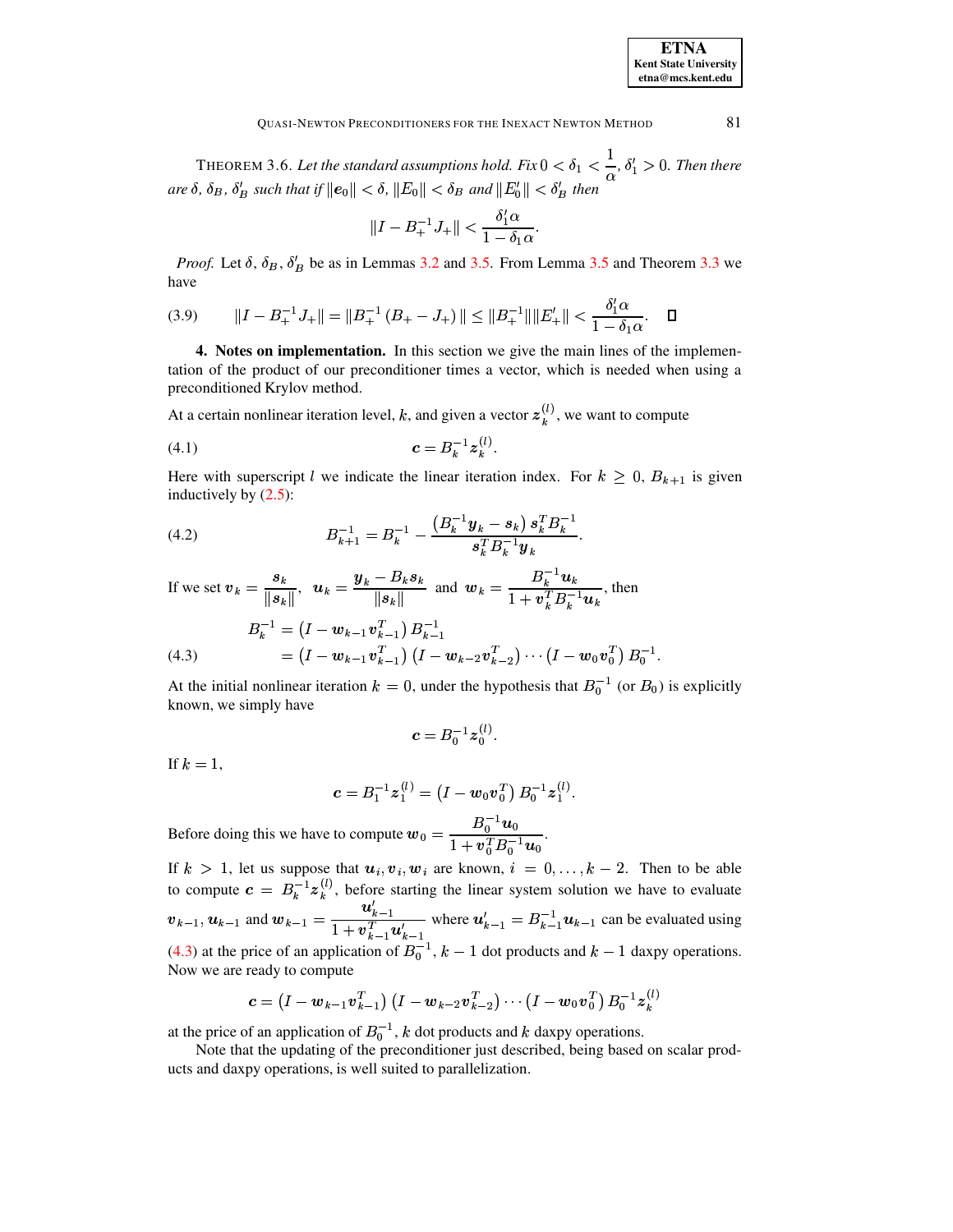THEOREM 3.6. *Let the standard assumptions hold. Fix* $0 < \delta_1 < \dfrac{1}{\alpha}$, $\delta_1' > 0$. *Then there are* $\delta$, $\delta_B$, $\delta_B'$ *such that if* $\|\boldsymbol{e}_0\| < \delta$, $\|E_0\| < \delta_B$ *and* $\|E_0'\| < \delta_B'$ *then*

$$\|I - B_+^{-1} J_+\| < \frac{\delta_1' \alpha}{1 - \delta_1 \alpha}.$$

*Proof.* Let $\delta$, $\delta_B$, $\delta_B'$ be as in Lemmas 3.2 and 3.5. From Lemma 3.5 and Theorem 3.3 we have

$$\|I - B_+^{-1} J_+\| = \|B_+^{-1}(B_+ - J_+)\| \leq \|B_+^{-1}\| \|E_+'\| < \frac{\delta_1' \alpha}{1 - \delta_1 \alpha}. \qquad \square \tag{3.9}$$

**4. Notes on implementation.** In this section we give the main lines of the implementation of the product of our preconditioner times a vector, which is needed when using a preconditioned Krylov method.

At a certain nonlinear iteration level, $k$, and given a vector $\boldsymbol{z}_k^{(l)}$, we want to compute

$$\boldsymbol{c} = B_k^{-1} \boldsymbol{z}_k^{(l)}. \tag{4.1}$$

Here with superscript $l$ we indicate the linear iteration index. For $k \geq 0$, $B_{k+1}$ is given inductively by (2.5):

$$B_{k+1}^{-1} = B_k^{-1} - \frac{\left(B_k^{-1} \boldsymbol{y}_k - \boldsymbol{s}_k\right) \boldsymbol{s}_k^T B_k^{-1}}{\boldsymbol{s}_k^T B_k^{-1} \boldsymbol{y}_k}. \tag{4.2}$$

If we set $\boldsymbol{v}_k = \dfrac{\boldsymbol{s}_k}{\|\boldsymbol{s}_k\|}$, $\boldsymbol{u}_k = \dfrac{\boldsymbol{y}_k - B_k \boldsymbol{s}_k}{\|\boldsymbol{s}_k\|}$ and $\boldsymbol{w}_k = \dfrac{B_k^{-1} \boldsymbol{u}_k}{1 + \boldsymbol{v}_k^T B_k^{-1} \boldsymbol{u}_k}$, then

$$\begin{aligned} B_k^{-1} &= \left(I - \boldsymbol{w}_{k-1} \boldsymbol{v}_{k-1}^T\right) B_{k-1}^{-1} \\ &= \left(I - \boldsymbol{w}_{k-1} \boldsymbol{v}_{k-1}^T\right)\left(I - \boldsymbol{w}_{k-2} \boldsymbol{v}_{k-2}^T\right) \cdots \left(I - \boldsymbol{w}_0 \boldsymbol{v}_0^T\right) B_0^{-1}. \end{aligned} \tag{4.3}$$

At the initial nonlinear iteration $k = 0$, under the hypothesis that $B_0^{-1}$ (or $B_0$) is explicitly known, we simply have

$$\boldsymbol{c} = B_0^{-1} \boldsymbol{z}_0^{(l)}.$$

If $k = 1$,

$$\boldsymbol{c} = B_1^{-1} \boldsymbol{z}_1^{(l)} = \left(I - \boldsymbol{w}_0 \boldsymbol{v}_0^T\right) B_0^{-1} \boldsymbol{z}_1^{(l)}.$$

Before doing this we have to compute $\boldsymbol{w}_0 = \dfrac{B_0^{-1} \boldsymbol{u}_0}{1 + \boldsymbol{v}_0^T B_0^{-1} \boldsymbol{u}_0}$.

If $k > 1$, let us suppose that $\boldsymbol{u}_i, \boldsymbol{v}_i, \boldsymbol{w}_i$ are known, $i = 0, \ldots, k-2$. Then to be able to compute $\boldsymbol{c} = B_k^{-1} \boldsymbol{z}_k^{(l)}$, before starting the linear system solution we have to evaluate $\boldsymbol{v}_{k-1}, \boldsymbol{u}_{k-1}$ and $\boldsymbol{w}_{k-1} = \dfrac{\boldsymbol{u}_{k-1}'}{1 + \boldsymbol{v}_{k-1}^T \boldsymbol{u}_{k-1}'}$ where $\boldsymbol{u}_{k-1}' = B_{k-1}^{-1} \boldsymbol{u}_{k-1}$ can be evaluated using (4.3) at the price of an application of $B_0^{-1}$, $k-1$ dot products and $k-1$ daxpy operations. Now we are ready to compute

$$\boldsymbol{c} = \left(I - \boldsymbol{w}_{k-1} \boldsymbol{v}_{k-1}^T\right)\left(I - \boldsymbol{w}_{k-2} \boldsymbol{v}_{k-2}^T\right) \cdots \left(I - \boldsymbol{w}_0 \boldsymbol{v}_0^T\right) B_0^{-1} \boldsymbol{z}_k^{(l)}$$

at the price of an application of $B_0^{-1}$, $k$ dot products and $k$ daxpy operations.

Note that the updating of the preconditioner just described, being based on scalar products and daxpy operations, is well suited to parallelization.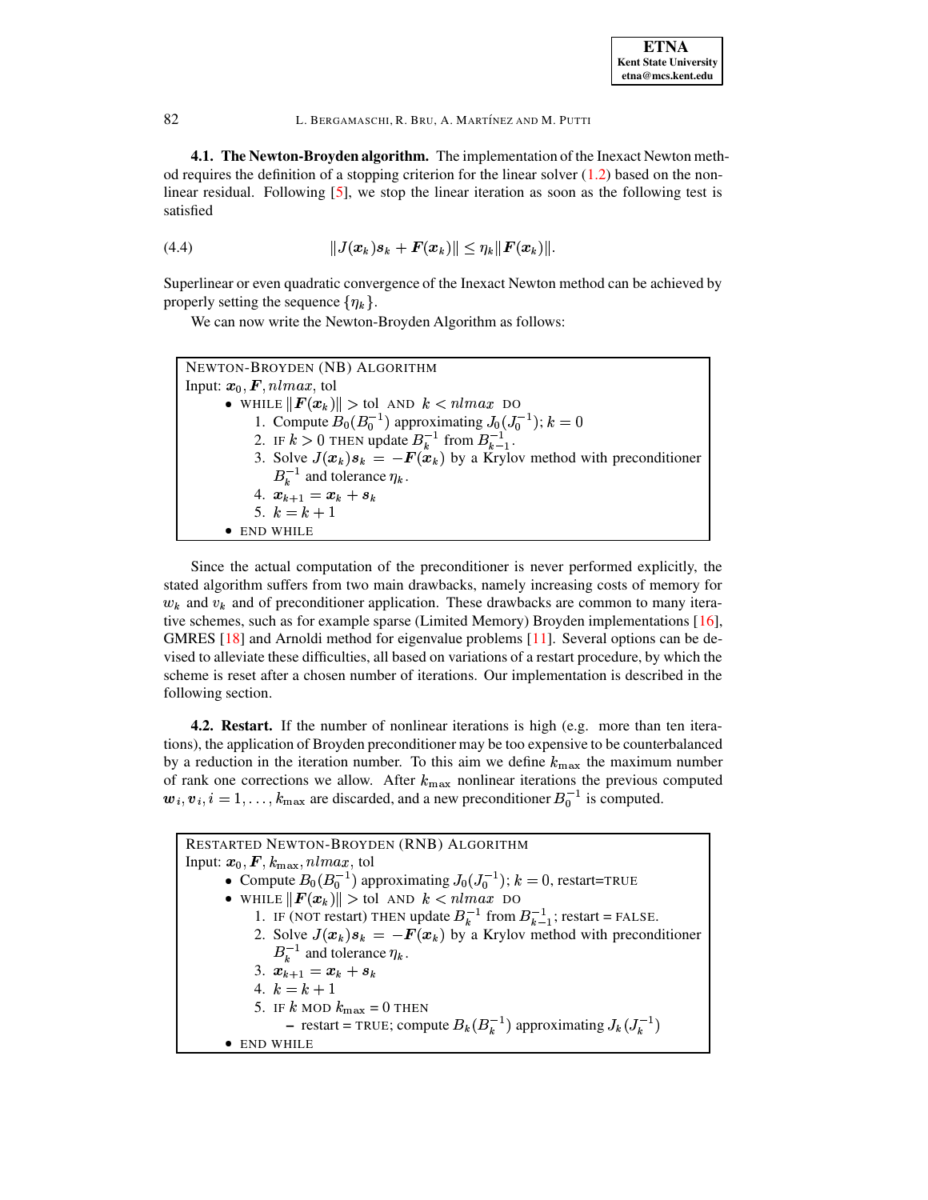### 4.1. The Newton-Broyden algorithm.

The implementation of the Inexact Newton method requires the definition of a stopping criterion for the linear solver (1.2) based on the nonlinear residual. Following [5], we stop the linear iteration as soon as the following test is satisfied

$$\|J(\boldsymbol{x}_k)\boldsymbol{s}_k + \boldsymbol{F}(\boldsymbol{x}_k)\| \leq \eta_k \|\boldsymbol{F}(\boldsymbol{x}_k)\|. \tag{4.4}$$

Superlinear or even quadratic convergence of the Inexact Newton method can be achieved by properly setting the sequence $\{\eta_k\}$.

We can now write the Newton-Broyden Algorithm as follows:

> NEWTON-BROYDEN (NB) ALGORITHM
> Input: $\boldsymbol{x}_0, \boldsymbol{F}, nlmax$, tol
> - WHILE $\|\boldsymbol{F}(\boldsymbol{x}_k)\| >$ tol AND $k < nlmax$ DO
>   1. Compute $B_0(B_0^{-1})$ approximating $J_0(J_0^{-1})$; $k = 0$
>   2. IF $k > 0$ THEN update $B_k^{-1}$ from $B_{k-1}^{-1}$.
>   3. Solve $J(\boldsymbol{x}_k)\boldsymbol{s}_k = -\boldsymbol{F}(\boldsymbol{x}_k)$ by a Krylov method with preconditioner $B_k^{-1}$ and tolerance $\eta_k$.
>   4. $\boldsymbol{x}_{k+1} = \boldsymbol{x}_k + \boldsymbol{s}_k$
>   5. $k = k + 1$
> - END WHILE

Since the actual computation of the preconditioner is never performed explicitly, the stated algorithm suffers from two main drawbacks, namely increasing costs of memory for $w_k$ and $v_k$ and of preconditioner application. These drawbacks are common to many iterative schemes, such as for example sparse (Limited Memory) Broyden implementations [16], GMRES [18] and Arnoldi method for eigenvalue problems [11]. Several options can be devised to alleviate these difficulties, all based on variations of a restart procedure, by which the scheme is reset after a chosen number of iterations. Our implementation is described in the following section.

### 4.2. Restart.

If the number of nonlinear iterations is high (e.g. more than ten iterations), the application of Broyden preconditioner may be too expensive to be counterbalanced by a reduction in the iteration number. To this aim we define $k_{\max}$ the maximum number of rank one corrections we allow. After $k_{\max}$ nonlinear iterations the previous computed $\boldsymbol{w}_i, \boldsymbol{v}_i, i = 1, \ldots, k_{\max}$ are discarded, and a new preconditioner $B_0^{-1}$ is computed.

> RESTARTED NEWTON-BROYDEN (RNB) ALGORITHM
> Input: $\boldsymbol{x}_0, \boldsymbol{F}, k_{\max}, nlmax$, tol
> - Compute $B_0(B_0^{-1})$ approximating $J_0(J_0^{-1})$; $k = 0$, restart=TRUE
> - WHILE $\|\boldsymbol{F}(\boldsymbol{x}_k)\| >$ tol AND $k < nlmax$ DO
>   1. IF (NOT restart) THEN update $B_k^{-1}$ from $B_{k-1}^{-1}$; restart = FALSE.
>   2. Solve $J(\boldsymbol{x}_k)\boldsymbol{s}_k = -\boldsymbol{F}(\boldsymbol{x}_k)$ by a Krylov method with preconditioner $B_k^{-1}$ and tolerance $\eta_k$.
>   3. $\boldsymbol{x}_{k+1} = \boldsymbol{x}_k + \boldsymbol{s}_k$
>   4. $k = k + 1$
>   5. IF $k$ MOD $k_{\max} = 0$ THEN
>      - restart = TRUE; compute $B_k(B_k^{-1})$ approximating $J_k(J_k^{-1})$
> - END WHILE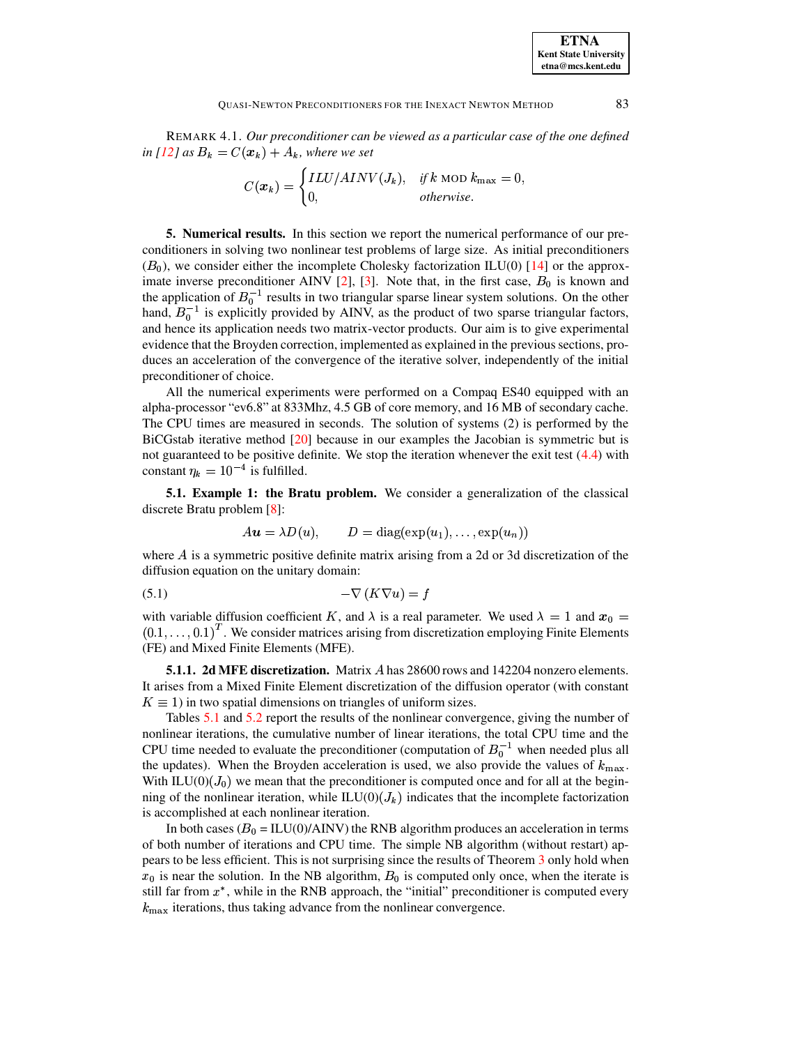REMARK 4.1. *Our preconditioner can be viewed as a particular case of the one defined in [12] as $B_k = C(\boldsymbol{x}_k) + A_k$, where we set*

$$C(\boldsymbol{x}_k) = \begin{cases} ILU/AINV(J_k), & \text{if } k \text{ MOD } k_{\max} = 0, \\ 0, & \text{otherwise}. \end{cases}$$

**5. Numerical results.** In this section we report the numerical performance of our preconditioners in solving two nonlinear test problems of large size. As initial preconditioners ($B_0$), we consider either the incomplete Cholesky factorization ILU(0) [14] or the approximate inverse preconditioner AINV [2], [3]. Note that, in the first case, $B_0$ is known and the application of $B_0^{-1}$ results in two triangular sparse linear system solutions. On the other hand, $B_0^{-1}$ is explicitly provided by AINV, as the product of two sparse triangular factors, and hence its application needs two matrix-vector products. Our aim is to give experimental evidence that the Broyden correction, implemented as explained in the previous sections, produces an acceleration of the convergence of the iterative solver, independently of the initial preconditioner of choice.

All the numerical experiments were performed on a Compaq ES40 equipped with an alpha-processor "ev6.8" at 833Mhz, 4.5 GB of core memory, and 16 MB of secondary cache. The CPU times are measured in seconds. The solution of systems (2) is performed by the BiCGstab iterative method [20] because in our examples the Jacobian is symmetric but is not guaranteed to be positive definite. We stop the iteration whenever the exit test (4.4) with constant $\eta_k = 10^{-4}$ is fulfilled.

**5.1. Example 1: the Bratu problem.** We consider a generalization of the classical discrete Bratu problem [8]:

$$A\boldsymbol{u} = \lambda D(u), \qquad D = \text{diag}(\exp(u_1), \ldots, \exp(u_n))$$

where $A$ is a symmetric positive definite matrix arising from a 2d or 3d discretization of the diffusion equation on the unitary domain:

$$-\nabla\left(K \nabla u\right) = f \tag{5.1}$$

with variable diffusion coefficient $K$, and $\lambda$ is a real parameter. We used $\lambda = 1$ and $\boldsymbol{x}_0 = (0.1, \ldots, 0.1)^T$. We consider matrices arising from discretization employing Finite Elements (FE) and Mixed Finite Elements (MFE).

**5.1.1. 2d MFE discretization.** Matrix $A$ has 28600 rows and 142204 nonzero elements. It arises from a Mixed Finite Element discretization of the diffusion operator (with constant $K \equiv 1$) in two spatial dimensions on triangles of uniform sizes.

Tables 5.1 and 5.2 report the results of the nonlinear convergence, giving the number of nonlinear iterations, the cumulative number of linear iterations, the total CPU time and the CPU time needed to evaluate the preconditioner (computation of $B_0^{-1}$ when needed plus all the updates). When the Broyden acceleration is used, we also provide the values of $k_{\max}$. With ILU(0)($J_0$) we mean that the preconditioner is computed once and for all at the beginning of the nonlinear iteration, while ILU(0)($J_k$) indicates that the incomplete factorization is accomplished at each nonlinear iteration.

In both cases ($B_0$ = ILU(0)/AINV) the RNB algorithm produces an acceleration in terms of both number of iterations and CPU time. The simple NB algorithm (without restart) appears to be less efficient. This is not surprising since the results of Theorem 3 only hold when $x_0$ is near the solution. In the NB algorithm, $B_0$ is computed only once, when the iterate is still far from $x^*$, while in the RNB approach, the "initial" preconditioner is computed every $k_{\max}$ iterations, thus taking advance from the nonlinear convergence.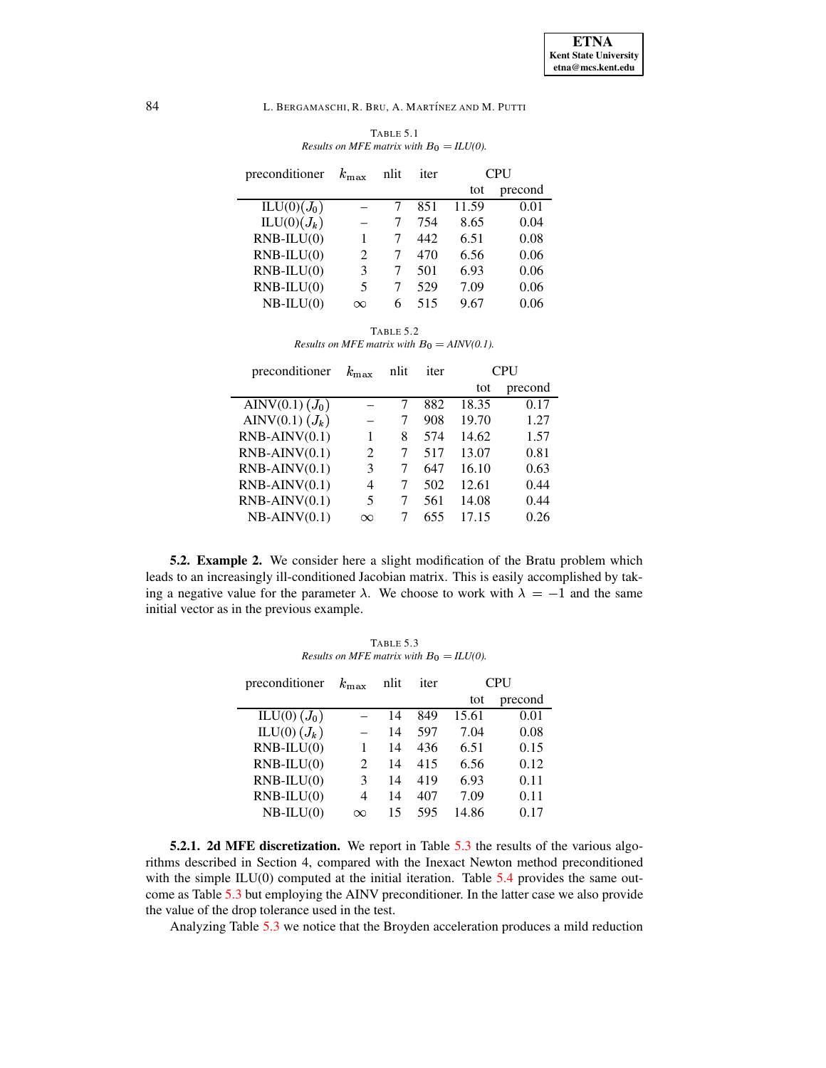TABLE 5.1
*Results on MFE matrix with $B_0$ = ILU(0).*

| preconditioner | $k_{\max}$ | nlit | iter | CPU | |
|---|---|---|---|---|---|
| | | | | tot | precond |
| ILU(0)($J_0$) | – | 7 | 851 | 11.59 | 0.01 |
| ILU(0)($J_k$) | – | 7 | 754 | 8.65 | 0.04 |
| RNB-ILU(0) | 1 | 7 | 442 | 6.51 | 0.08 |
| RNB-ILU(0) | 2 | 7 | 470 | 6.56 | 0.06 |
| RNB-ILU(0) | 3 | 7 | 501 | 6.93 | 0.06 |
| RNB-ILU(0) | 5 | 7 | 529 | 7.09 | 0.06 |
| NB-ILU(0) | $\infty$ | 6 | 515 | 9.67 | 0.06 |

TABLE 5.2
*Results on MFE matrix with $B_0$ = AINV(0.1).*

| preconditioner | $k_{\max}$ | nlit | iter | CPU | |
|---|---|---|---|---|---|
| | | | | tot | precond |
| AINV(0.1) ($J_0$) | – | 7 | 882 | 18.35 | 0.17 |
| AINV(0.1) ($J_k$) | – | 7 | 908 | 19.70 | 1.27 |
| RNB-AINV(0.1) | 1 | 8 | 574 | 14.62 | 1.57 |
| RNB-AINV(0.1) | 2 | 7 | 517 | 13.07 | 0.81 |
| RNB-AINV(0.1) | 3 | 7 | 647 | 16.10 | 0.63 |
| RNB-AINV(0.1) | 4 | 7 | 502 | 12.61 | 0.44 |
| RNB-AINV(0.1) | 5 | 7 | 561 | 14.08 | 0.44 |
| NB-AINV(0.1) | $\infty$ | 7 | 655 | 17.15 | 0.26 |

**5.2. Example 2.** We consider here a slight modification of the Bratu problem which leads to an increasingly ill-conditioned Jacobian matrix. This is easily accomplished by taking a negative value for the parameter $\lambda$. We choose to work with $\lambda = -1$ and the same initial vector as in the previous example.

TABLE 5.3
*Results on MFE matrix with $B_0$ = ILU(0).*

| preconditioner | $k_{\max}$ | nlit | iter | CPU | |
|---|---|---|---|---|---|
| | | | | tot | precond |
| ILU(0) ($J_0$) | – | 14 | 849 | 15.61 | 0.01 |
| ILU(0) ($J_k$) | – | 14 | 597 | 7.04 | 0.08 |
| RNB-ILU(0) | 1 | 14 | 436 | 6.51 | 0.15 |
| RNB-ILU(0) | 2 | 14 | 415 | 6.56 | 0.12 |
| RNB-ILU(0) | 3 | 14 | 419 | 6.93 | 0.11 |
| RNB-ILU(0) | 4 | 14 | 407 | 7.09 | 0.11 |
| NB-ILU(0) | $\infty$ | 15 | 595 | 14.86 | 0.17 |

**5.2.1. 2d MFE discretization.** We report in Table 5.3 the results of the various algorithms described in Section 4, compared with the Inexact Newton method preconditioned with the simple ILU(0) computed at the initial iteration. Table 5.4 provides the same outcome as Table 5.3 but employing the AINV preconditioner. In the latter case we also provide the value of the drop tolerance used in the test.

Analyzing Table 5.3 we notice that the Broyden acceleration produces a mild reduction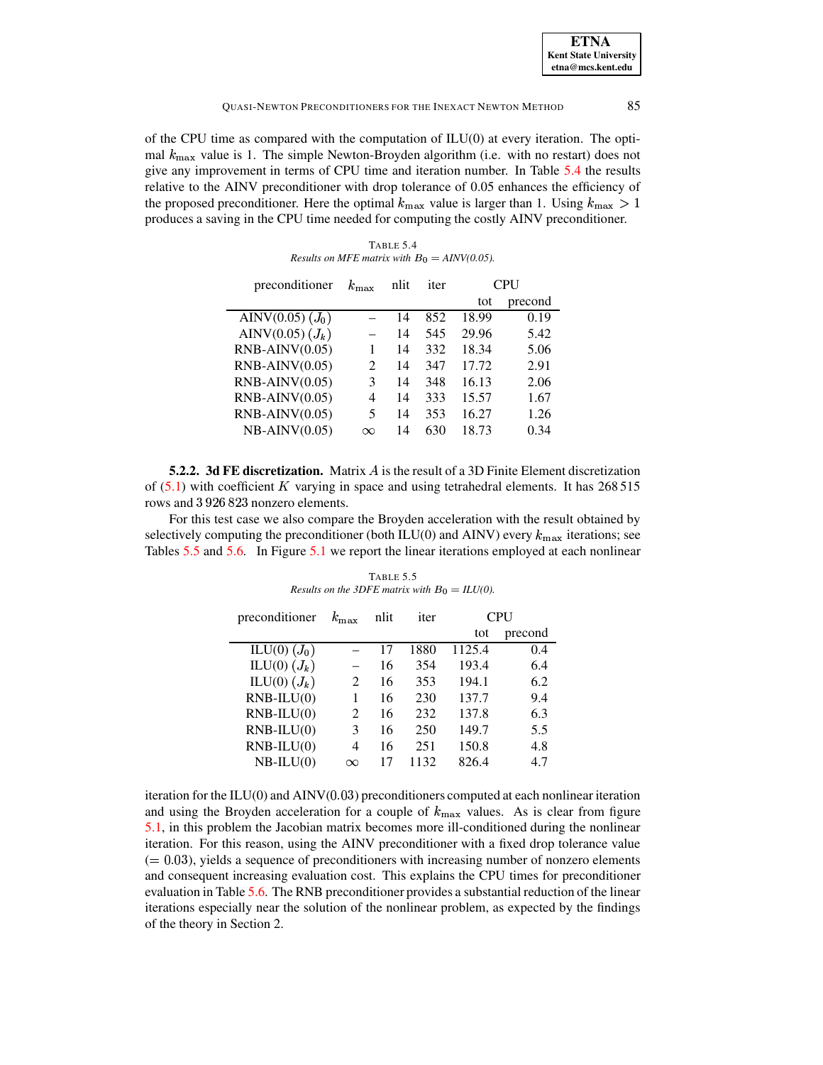of the CPU time as compared with the computation of ILU(0) at every iteration. The optimal $k_{\max}$ value is 1. The simple Newton-Broyden algorithm (i.e. with no restart) does not give any improvement in terms of CPU time and iteration number. In Table 5.4 the results relative to the AINV preconditioner with drop tolerance of 0.05 enhances the efficiency of the proposed preconditioner. Here the optimal $k_{\max}$ value is larger than 1. Using $k_{\max} > 1$ produces a saving in the CPU time needed for computing the costly AINV preconditioner.

TABLE 5.4
*Results on MFE matrix with $B_0$ = AINV(0.05).*

| preconditioner | $k_{\max}$ | nlit | iter | CPU | |
|---|---|---|---|---|---|
| | | | | tot | precond |
| AINV(0.05) ($J_0$) | – | 14 | 852 | 18.99 | 0.19 |
| AINV(0.05) ($J_k$) | – | 14 | 545 | 29.96 | 5.42 |
| RNB-AINV(0.05) | 1 | 14 | 332 | 18.34 | 5.06 |
| RNB-AINV(0.05) | 2 | 14 | 347 | 17.72 | 2.91 |
| RNB-AINV(0.05) | 3 | 14 | 348 | 16.13 | 2.06 |
| RNB-AINV(0.05) | 4 | 14 | 333 | 15.57 | 1.67 |
| RNB-AINV(0.05) | 5 | 14 | 353 | 16.27 | 1.26 |
| NB-AINV(0.05) | $\infty$ | 14 | 630 | 18.73 | 0.34 |

**5.2.2. 3d FE discretization.** Matrix $A$ is the result of a 3D Finite Element discretization of (5.1) with coefficient $K$ varying in space and using tetrahedral elements. It has 268 515 rows and 3 926 823 nonzero elements.

For this test case we also compare the Broyden acceleration with the result obtained by selectively computing the preconditioner (both ILU(0) and AINV) every $k_{\max}$ iterations; see Tables 5.5 and 5.6. In Figure 5.1 we report the linear iterations employed at each nonlinear iteration for the ILU(0) and AINV(0.03) preconditioners computed at each nonlinear iteration and using the Broyden acceleration for a couple of $k_{\max}$ values. As is clear from figure 5.1, in this problem the Jacobian matrix becomes more ill-conditioned during the nonlinear iteration. For this reason, using the AINV preconditioner with a fixed drop tolerance value ($= 0.03$), yields a sequence of preconditioners with increasing number of nonzero elements and consequent increasing evaluation cost. This explains the CPU times for preconditioner evaluation in Table 5.6. The RNB preconditioner provides a substantial reduction of the linear iterations especially near the solution of the nonlinear problem, as expected by the findings of the theory in Section 2.

TABLE 5.5
*Results on the 3DFE matrix with $B_0$ = ILU(0).*

| preconditioner | $k_{\max}$ | nlit | iter | CPU | |
|---|---|---|---|---|---|
| | | | | tot | precond |
| ILU(0) ($J_0$) | – | 17 | 1880 | 1125.4 | 0.4 |
| ILU(0) ($J_k$) | – | 16 | 354 | 193.4 | 6.4 |
| ILU(0) ($J_k$) | 2 | 16 | 353 | 194.1 | 6.2 |
| RNB-ILU(0) | 1 | 16 | 230 | 137.7 | 9.4 |
| RNB-ILU(0) | 2 | 16 | 232 | 137.8 | 6.3 |
| RNB-ILU(0) | 3 | 16 | 250 | 149.7 | 5.5 |
| RNB-ILU(0) | 4 | 16 | 251 | 150.8 | 4.8 |
| NB-ILU(0) | $\infty$ | 17 | 1132 | 826.4 | 4.7 |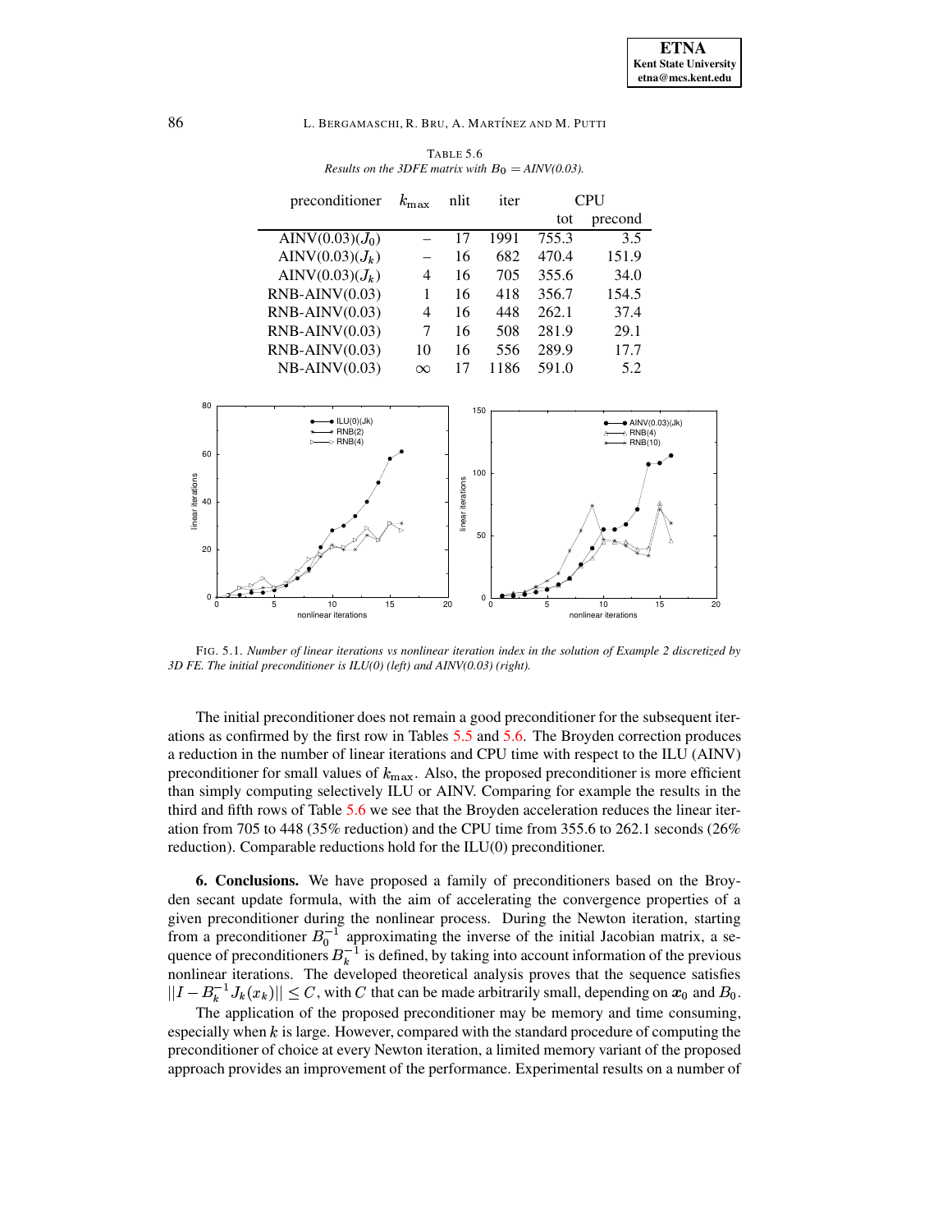TABLE 5.6
*Results on the 3DFE matrix with $B_0$ = AINV(0.03).*

| preconditioner | $k_{\max}$ | nlit | iter | CPU | |
|---|---|---|---|---|---|
| | | | | tot | precond |
| AINV(0.03)($J_0$) | – | 17 | 1991 | 755.3 | 3.5 |
| AINV(0.03)($J_k$) | – | 16 | 682 | 470.4 | 151.9 |
| AINV(0.03)($J_k$) | 4 | 16 | 705 | 355.6 | 34.0 |
| RNB-AINV(0.03) | 1 | 16 | 418 | 356.7 | 154.5 |
| RNB-AINV(0.03) | 4 | 16 | 448 | 262.1 | 37.4 |
| RNB-AINV(0.03) | 7 | 16 | 508 | 281.9 | 29.1 |
| RNB-AINV(0.03) | 10 | 16 | 556 | 289.9 | 17.7 |
| NB-AINV(0.03) | $\infty$ | 17 | 1186 | 591.0 | 5.2 |

FIG. 5.1. *Number of linear iterations vs nonlinear iteration index in the solution of Example 2 discretized by 3D FE. The initial preconditioner is ILU(0) (left) and AINV(0.03) (right).*

The initial preconditioner does not remain a good preconditioner for the subsequent iterations as confirmed by the first row in Tables 5.5 and 5.6. The Broyden correction produces a reduction in the number of linear iterations and CPU time with respect to the ILU (AINV) preconditioner for small values of $k_{\max}$. Also, the proposed preconditioner is more efficient than simply computing selectively ILU or AINV. Comparing for example the results in the third and fifth rows of Table 5.6 we see that the Broyden acceleration reduces the linear iteration from 705 to 448 (35% reduction) and the CPU time from 355.6 to 262.1 seconds (26% reduction). Comparable reductions hold for the ILU(0) preconditioner.

## 6. Conclusions.

We have proposed a family of preconditioners based on the Broyden secant update formula, with the aim of accelerating the convergence properties of a given preconditioner during the nonlinear process. During the Newton iteration, starting from a preconditioner $B_0^{-1}$ approximating the inverse of the initial Jacobian matrix, a sequence of preconditioners $B_k^{-1}$ is defined, by taking into account information of the previous nonlinear iterations. The developed theoretical analysis proves that the sequence satisfies $||I - B_k^{-1} J_k(x_k)|| \leq C$, with $C$ that can be made arbitrarily small, depending on $x_0$ and $B_0$.

The application of the proposed preconditioner may be memory and time consuming, especially when $k$ is large. However, compared with the standard procedure of computing the preconditioner of choice at every Newton iteration, a limited memory variant of the proposed approach provides an improvement of the performance. Experimental results on a number of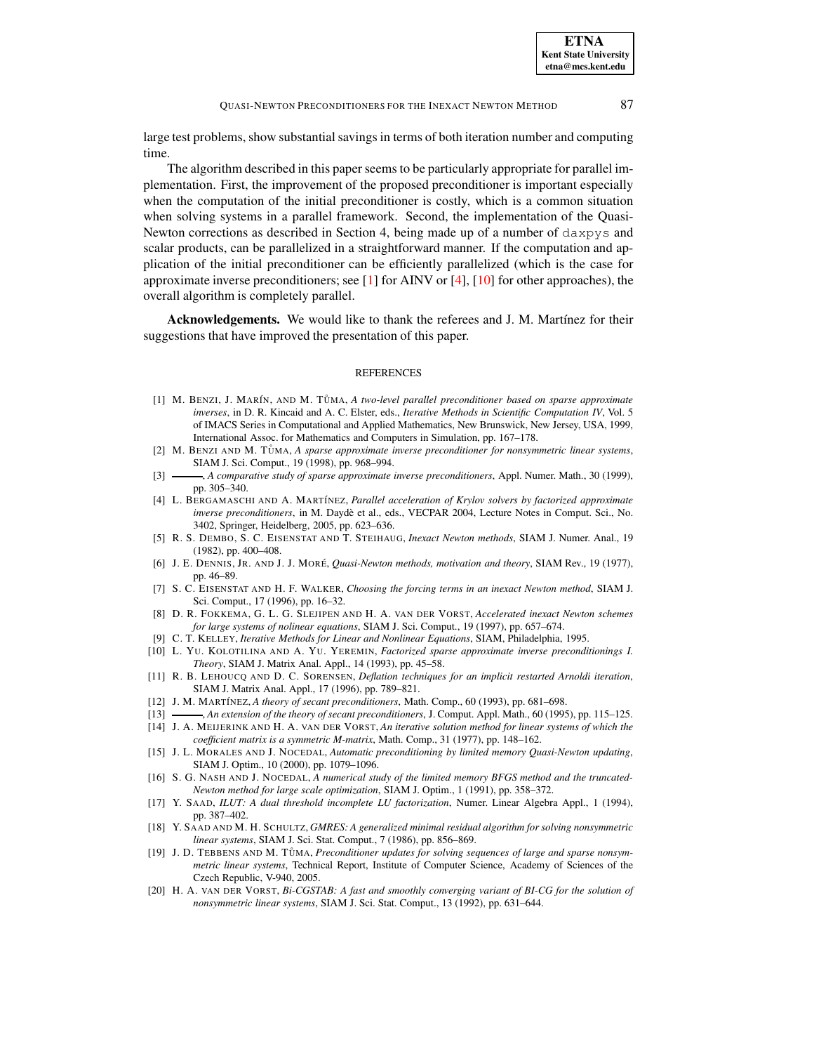large test problems, show substantial savings in terms of both iteration number and computing time.

The algorithm described in this paper seems to be particularly appropriate for parallel implementation. First, the improvement of the proposed preconditioner is important especially when the computation of the initial preconditioner is costly, which is a common situation when solving systems in a parallel framework. Second, the implementation of the Quasi-Newton corrections as described in Section 4, being made up of a number of `daxpys` and scalar products, can be parallelized in a straightforward manner. If the computation and application of the initial preconditioner can be efficiently parallelized (which is the case for approximate inverse preconditioners; see [1] for AINV or [4], [10] for other approaches), the overall algorithm is completely parallel.

**Acknowledgements.** We would like to thank the referees and J. M. Martínez for their suggestions that have improved the presentation of this paper.

## REFERENCES

[1] M. Benzi, J. Marín, and M. Tůma, *A two-level parallel preconditioner based on sparse approximate inverses*, in D. R. Kincaid and A. C. Elster, eds., *Iterative Methods in Scientific Computation IV*, Vol. 5 of IMACS Series in Computational and Applied Mathematics, New Brunswick, New Jersey, USA, 1999, International Assoc. for Mathematics and Computers in Simulation, pp. 167–178.

[2] M. Benzi and M. Tůma, *A sparse approximate inverse preconditioner for nonsymmetric linear systems*, SIAM J. Sci. Comput., 19 (1998), pp. 968–994.

[3] ———, *A comparative study of sparse approximate inverse preconditioners*, Appl. Numer. Math., 30 (1999), pp. 305–340.

[4] L. Bergamaschi and A. Martínez, *Parallel acceleration of Krylov solvers by factorized approximate inverse preconditioners*, in M. Daydè et al., eds., VECPAR 2004, Lecture Notes in Comput. Sci., No. 3402, Springer, Heidelberg, 2005, pp. 623–636.

[5] R. S. Dembo, S. C. Eisenstat and T. Steihaug, *Inexact Newton methods*, SIAM J. Numer. Anal., 19 (1982), pp. 400–408.

[6] J. E. Dennis, Jr. and J. J. Moré, *Quasi-Newton methods, motivation and theory*, SIAM Rev., 19 (1977), pp. 46–89.

[7] S. C. Eisenstat and H. F. Walker, *Choosing the forcing terms in an inexact Newton method*, SIAM J. Sci. Comput., 17 (1996), pp. 16–32.

[8] D. R. Fokkema, G. L. G. Slejipen and H. A. van der Vorst, *Accelerated inexact Newton schemes for large systems of nolinear equations*, SIAM J. Sci. Comput., 19 (1997), pp. 657–674.

[9] C. T. Kelley, *Iterative Methods for Linear and Nonlinear Equations*, SIAM, Philadelphia, 1995.

[10] L. Yu. Kolotilina and A. Yu. Yeremin, *Factorized sparse approximate inverse preconditionings I. Theory*, SIAM J. Matrix Anal. Appl., 14 (1993), pp. 45–58.

[11] R. B. Lehoucq and D. C. Sorensen, *Deflation techniques for an implicit restarted Arnoldi iteration*, SIAM J. Matrix Anal. Appl., 17 (1996), pp. 789–821.

[12] J. M. Martínez, *A theory of secant preconditioners*, Math. Comp., 60 (1993), pp. 681–698.

[13] ———, *An extension of the theory of secant preconditioners*, J. Comput. Appl. Math., 60 (1995), pp. 115–125.

[14] J. A. Meijerink and H. A. van der Vorst, *An iterative solution method for linear systems of which the coefficient matrix is a symmetric M-matrix*, Math. Comp., 31 (1977), pp. 148–162.

[15] J. L. Morales and J. Nocedal, *Automatic preconditioning by limited memory Quasi-Newton updating*, SIAM J. Optim., 10 (2000), pp. 1079–1096.

[16] S. G. Nash and J. Nocedal, *A numerical study of the limited memory BFGS method and the truncated-Newton method for large scale optimization*, SIAM J. Optim., 1 (1991), pp. 358–372.

[17] Y. Saad, *ILUT: A dual threshold incomplete LU factorization*, Numer. Linear Algebra Appl., 1 (1994), pp. 387–402.

[18] Y. Saad and M. H. Schultz, *GMRES: A generalized minimal residual algorithm for solving nonsymmetric linear systems*, SIAM J. Sci. Stat. Comput., 7 (1986), pp. 856–869.

[19] J. D. Tebbens and M. Tůma, *Preconditioner updates for solving sequences of large and sparse nonsymmetric linear systems*, Technical Report, Institute of Computer Science, Academy of Sciences of the Czech Republic, V-940, 2005.

[20] H. A. van der Vorst, *Bi-CGSTAB: A fast and smoothly converging variant of BI-CG for the solution of nonsymmetric linear systems*, SIAM J. Sci. Stat. Comput., 13 (1992), pp. 631–644.